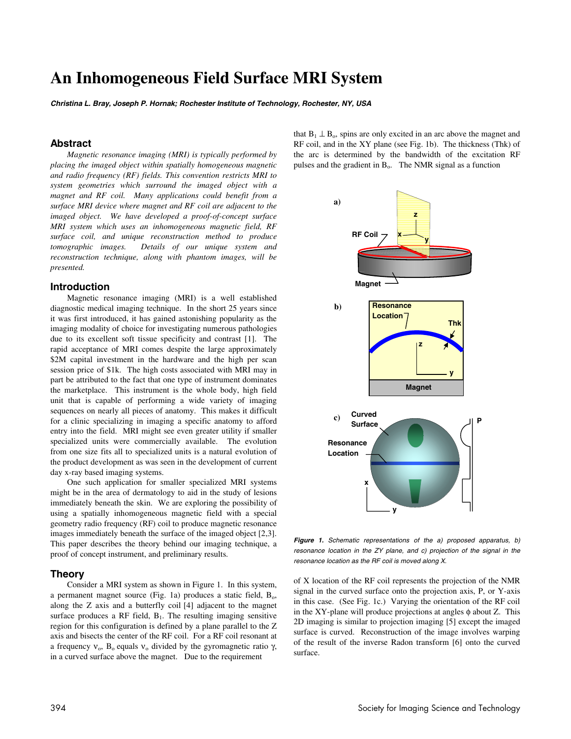# An Inhomogeneous Field Surface MRI System

***Christina L. Bray, Joseph P. Hornak; Rochester Institute of Technology, Rochester, NY, USA***

## Abstract

*Magnetic resonance imaging (MRI) is typically performed by placing the imaged object within spatially homogeneous magnetic and radio frequency (RF) fields. This convention restricts MRI to system geometries which surround the imaged object with a magnet and RF coil. Many applications could benefit from a surface MRI device where magnet and RF coil are adjacent to the imaged object. We have developed a proof-of-concept surface MRI system which uses an inhomogeneous magnetic field, RF surface coil, and unique reconstruction method to produce tomographic images. Details of our unique system and reconstruction technique, along with phantom images, will be presented.*

## Introduction

Magnetic resonance imaging (MRI) is a well established diagnostic medical imaging technique. In the short 25 years since it was first introduced, it has gained astonishing popularity as the imaging modality of choice for investigating numerous pathologies due to its excellent soft tissue specificity and contrast [1]. The rapid acceptance of MRI comes despite the large approximately $2M capital investment in the hardware and the high per scan session price of $1k. The high costs associated with MRI may in part be attributed to the fact that one type of instrument dominates the marketplace. This instrument is the whole body, high field unit that is capable of performing a wide variety of imaging sequences on nearly all pieces of anatomy. This makes it difficult for a clinic specializing in imaging a specific anatomy to afford entry into the field. MRI might see even greater utility if smaller specialized units were commercially available. The evolution from one size fits all to specialized units is a natural evolution of the product development as was seen in the development of current day x-ray based imaging systems.

One such application for smaller specialized MRI systems might be in the area of dermatology to aid in the study of lesions immediately beneath the skin. We are exploring the possibility of using a spatially inhomogeneous magnetic field with a special geometry radio frequency (RF) coil to produce magnetic resonance images immediately beneath the surface of the imaged object [2,3]. This paper describes the theory behind our imaging technique, a proof of concept instrument, and preliminary results.

## Theory

Consider a MRI system as shown in Figure 1. In this system, a permanent magnet source (Fig. 1a) produces a static field, $B_o$, along the Z axis and a butterfly coil [4] adjacent to the magnet surface produces a RF field, $B_1$. The resulting imaging sensitive region for this configuration is defined by a plane parallel to the Z axis and bisects the center of the RF coil. For a RF coil resonant at a frequency $\nu_o$, $B_o$ equals $\nu_o$ divided by the gyromagnetic ratio $\gamma$, in a curved surface above the magnet. Due to the requirement that $B_1 \perp B_o$, spins are only excited in an arc above the magnet and RF coil, and in the XY plane (see Fig. 1b). The thickness (Thk) of the arc is determined by the bandwidth of the excitation RF pulses and the gradient in $B_o$. The NMR signal as a function of X location of the RF coil represents the projection of the NMR signal in the curved surface onto the projection axis, P, or Y-axis in this case. (See Fig. 1c.) Varying the orientation of the RF coil in the XY-plane will produce projections at angles $\phi$ about Z. This 2D imaging is similar to projection imaging [5] except the imaged surface is curved. Reconstruction of the image involves warping of the result of the inverse Radon transform [6] onto the curved surface.

***Figure 1.*** *Schematic representations of the a) proposed apparatus, b) resonance location in the ZY plane, and c) projection of the signal in the resonance location as the RF coil is moved along X.*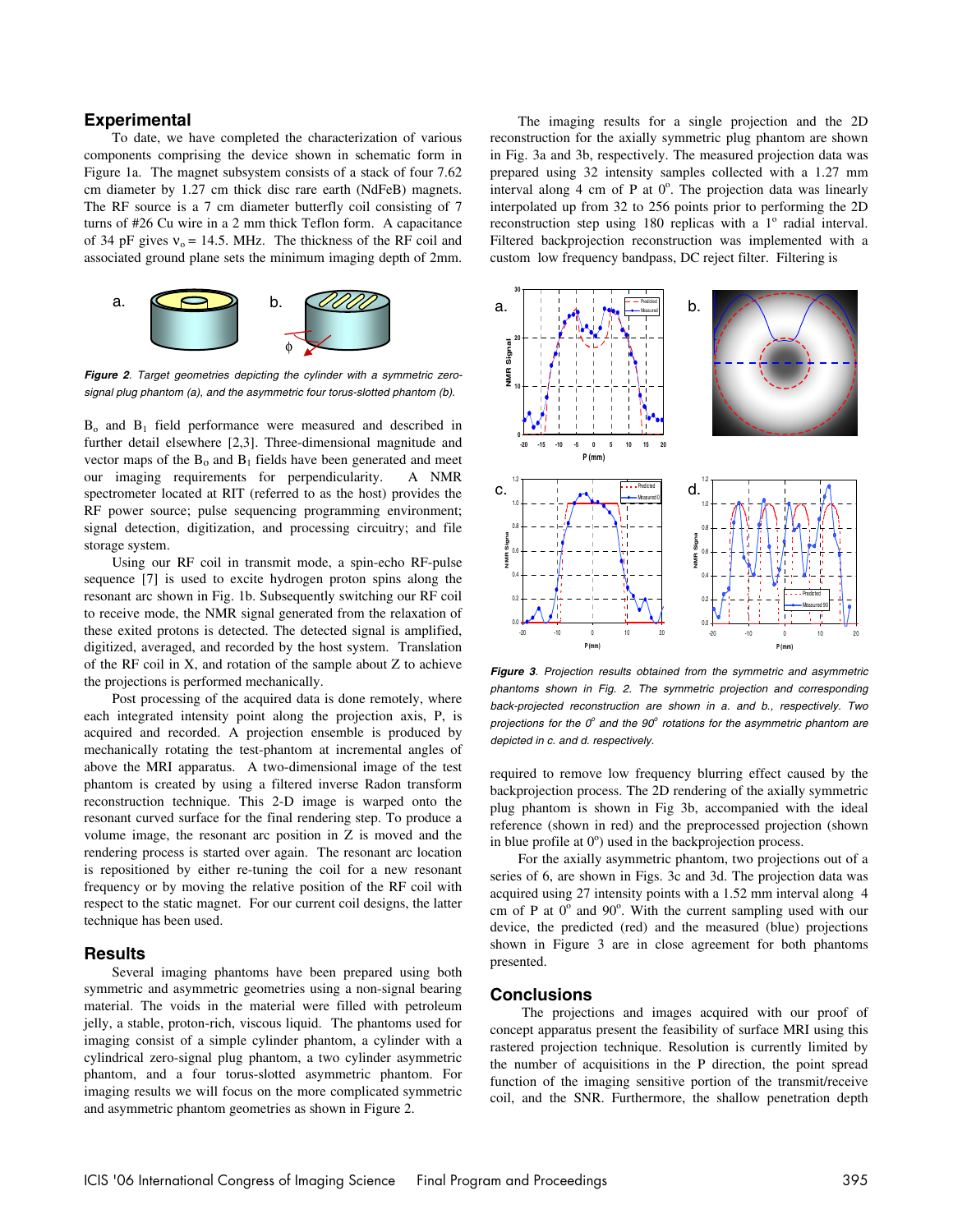## Experimental

To date, we have completed the characterization of various components comprising the device shown in schematic form in Figure 1a. The magnet subsystem consists of a stack of four 7.62 cm diameter by 1.27 cm thick disc rare earth (NdFeB) magnets. The RF source is a 7 cm diameter butterfly coil consisting of 7 turns of #26 Cu wire in a 2 mm thick Teflon form. A capacitance of 34 pF gives $\nu_o$ = 14.5. MHz. The thickness of the RF coil and associated ground plane sets the minimum imaging depth of 2mm.

*Figure 2. Target geometries depicting the cylinder with a symmetric zero-signal plug phantom (a), and the asymmetric four torus-slotted phantom (b).*

$B_o$ and $B_1$ field performance were measured and described in further detail elsewhere [2,3]. Three-dimensional magnitude and vector maps of the $B_o$ and $B_1$ fields have been generated and meet our imaging requirements for perpendicularity. A NMR spectrometer located at RIT (referred to as the host) provides the RF power source; pulse sequencing programming environment; signal detection, digitization, and processing circuitry; and file storage system.

Using our RF coil in transmit mode, a spin-echo RF-pulse sequence [7] is used to excite hydrogen proton spins along the resonant arc shown in Fig. 1b. Subsequently switching our RF coil to receive mode, the NMR signal generated from the relaxation of these exited protons is detected. The detected signal is amplified, digitized, averaged, and recorded by the host system. Translation of the RF coil in X, and rotation of the sample about Z to achieve the projections is performed mechanically.

Post processing of the acquired data is done remotely, where each integrated intensity point along the projection axis, P, is acquired and recorded. A projection ensemble is produced by mechanically rotating the test-phantom at incremental angles of above the MRI apparatus. A two-dimensional image of the test phantom is created by using a filtered inverse Radon transform reconstruction technique. This 2-D image is warped onto the resonant curved surface for the final rendering step. To produce a volume image, the resonant arc position in Z is moved and the rendering process is started over again. The resonant arc location is repositioned by either re-tuning the coil for a new resonant frequency or by moving the relative position of the RF coil with respect to the static magnet. For our current coil designs, the latter technique has been used.

## Results

Several imaging phantoms have been prepared using both symmetric and asymmetric geometries using a non-signal bearing material. The voids in the material were filled with petroleum jelly, a stable, proton-rich, viscous liquid. The phantoms used for imaging consist of a simple cylinder phantom, a cylinder with a cylindrical zero-signal plug phantom, a two cylinder asymmetric phantom, and a four torus-slotted asymmetric phantom. For imaging results we will focus on the more complicated symmetric and asymmetric phantom geometries as shown in Figure 2.

The imaging results for a single projection and the 2D reconstruction for the axially symmetric plug phantom are shown in Fig. 3a and 3b, respectively. The measured projection data was prepared using 32 intensity samples collected with a 1.27 mm interval along 4 cm of P at 0°. The projection data was linearly interpolated up from 32 to 256 points prior to performing the 2D reconstruction step using 180 replicas with a 1° radial interval. Filtered backprojection reconstruction was implemented with a custom low frequency bandpass, DC reject filter. Filtering is required to remove low frequency blurring effect caused by the backprojection process. The 2D rendering of the axially symmetric plug phantom is shown in Fig 3b, accompanied with the ideal reference (shown in red) and the preprocessed projection (shown in blue profile at 0°) used in the backprojection process.

*Figure 3. Projection results obtained from the symmetric and asymmetric phantoms shown in Fig. 2. The symmetric projection and corresponding back-projected reconstruction are shown in a. and b., respectively. Two projections for the 0° and the 90° rotations for the asymmetric phantom are depicted in c. and d. respectively.*

For the axially asymmetric phantom, two projections out of a series of 6, are shown in Figs. 3c and 3d. The projection data was acquired using 27 intensity points with a 1.52 mm interval along 4 cm of P at 0° and 90°. With the current sampling used with our device, the predicted (red) and the measured (blue) projections shown in Figure 3 are in close agreement for both phantoms presented.

## Conclusions

The projections and images acquired with our proof of concept apparatus present the feasibility of surface MRI using this rastered projection technique. Resolution is currently limited by the number of acquisitions in the P direction, the point spread function of the imaging sensitive portion of the transmit/receive coil, and the SNR. Furthermore, the shallow penetration depth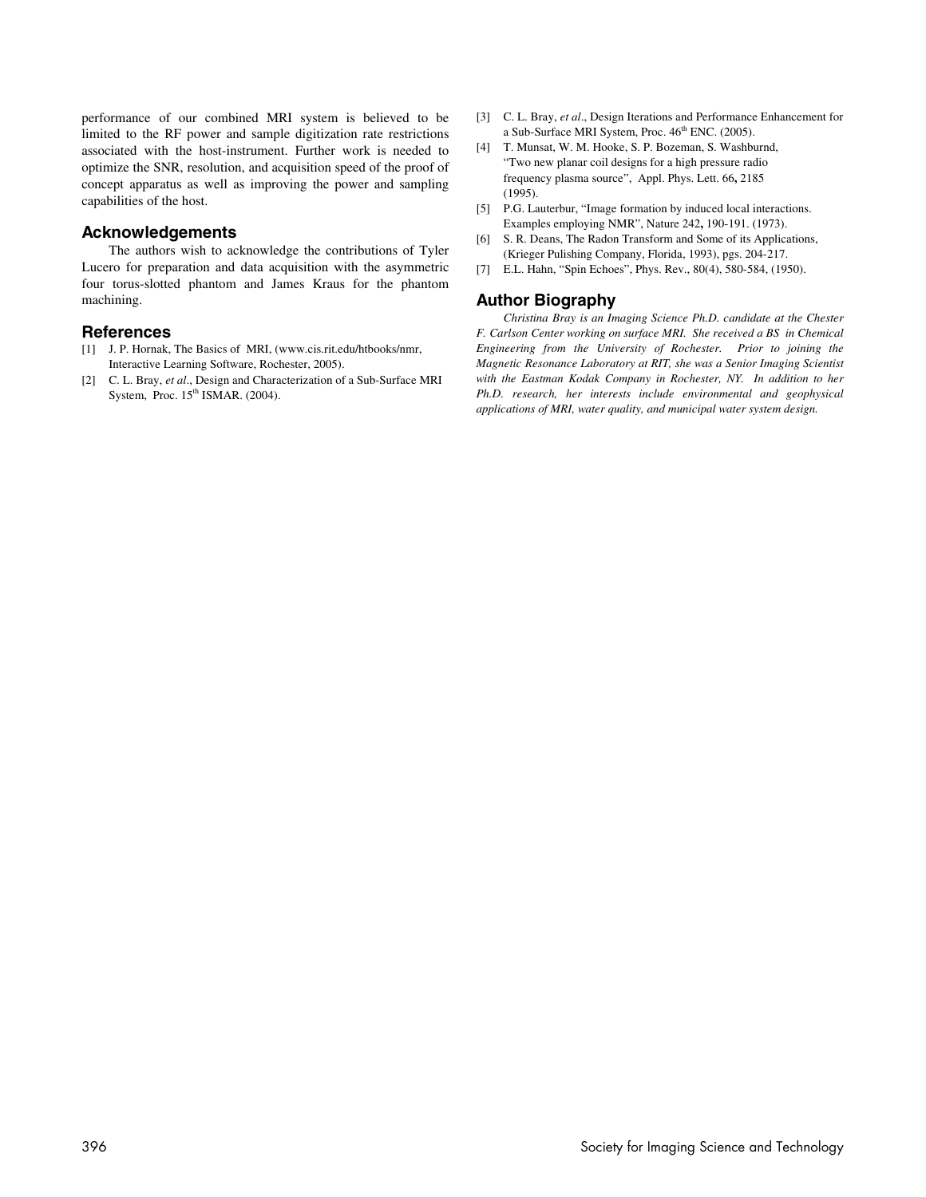performance of our combined MRI system is believed to be limited to the RF power and sample digitization rate restrictions associated with the host-instrument. Further work is needed to optimize the SNR, resolution, and acquisition speed of the proof of concept apparatus as well as improving the power and sampling capabilities of the host.

## Acknowledgements

The authors wish to acknowledge the contributions of Tyler Lucero for preparation and data acquisition with the asymmetric four torus-slotted phantom and James Kraus for the phantom machining.

## References

[1] J. P. Hornak, The Basics of MRI, (www.cis.rit.edu/htbooks/nmr, Interactive Learning Software, Rochester, 2005).

[2] C. L. Bray, *et al*., Design and Characterization of a Sub-Surface MRI System, Proc. 15th ISMAR. (2004).

[3] C. L. Bray, *et al*., Design Iterations and Performance Enhancement for a Sub-Surface MRI System, Proc. 46th ENC. (2005).

[4] T. Munsat, W. M. Hooke, S. P. Bozeman, S. Washburnd, "Two new planar coil designs for a high pressure radio frequency plasma source", Appl. Phys. Lett. 66**,** 2185 (1995).

[5] P.G. Lauterbur, "Image formation by induced local interactions. Examples employing NMR", Nature 242**,** 190-191. (1973).

[6] S. R. Deans, The Radon Transform and Some of its Applications, (Krieger Pulishing Company, Florida, 1993), pgs. 204-217.

[7] E.L. Hahn, "Spin Echoes", Phys. Rev., 80(4), 580-584, (1950).

## Author Biography

*Christina Bray is an Imaging Science Ph.D. candidate at the Chester F. Carlson Center working on surface MRI. She received a BS in Chemical Engineering from the University of Rochester. Prior to joining the Magnetic Resonance Laboratory at RIT, she was a Senior Imaging Scientist with the Eastman Kodak Company in Rochester, NY. In addition to her Ph.D. research, her interests include environmental and geophysical applications of MRI, water quality, and municipal water system design.*